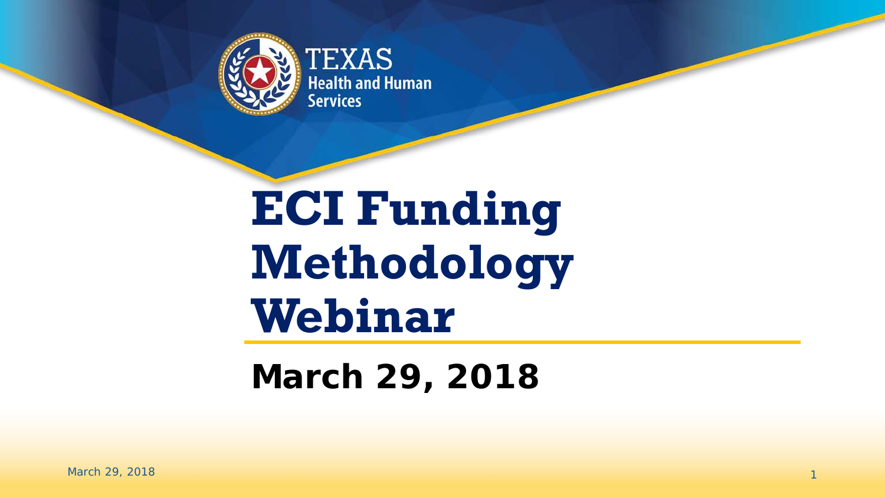TEXAS
Health and Human Services

# ECI Funding Methodology Webinar

## March 29, 2018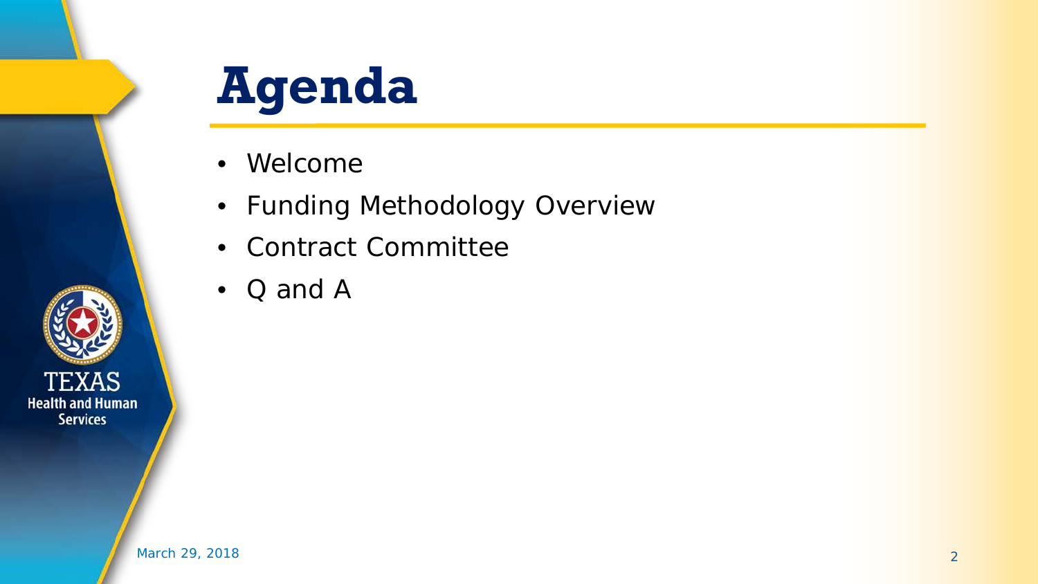# Agenda

- Welcome
- Funding Methodology Overview
- Contract Committee
- Q and A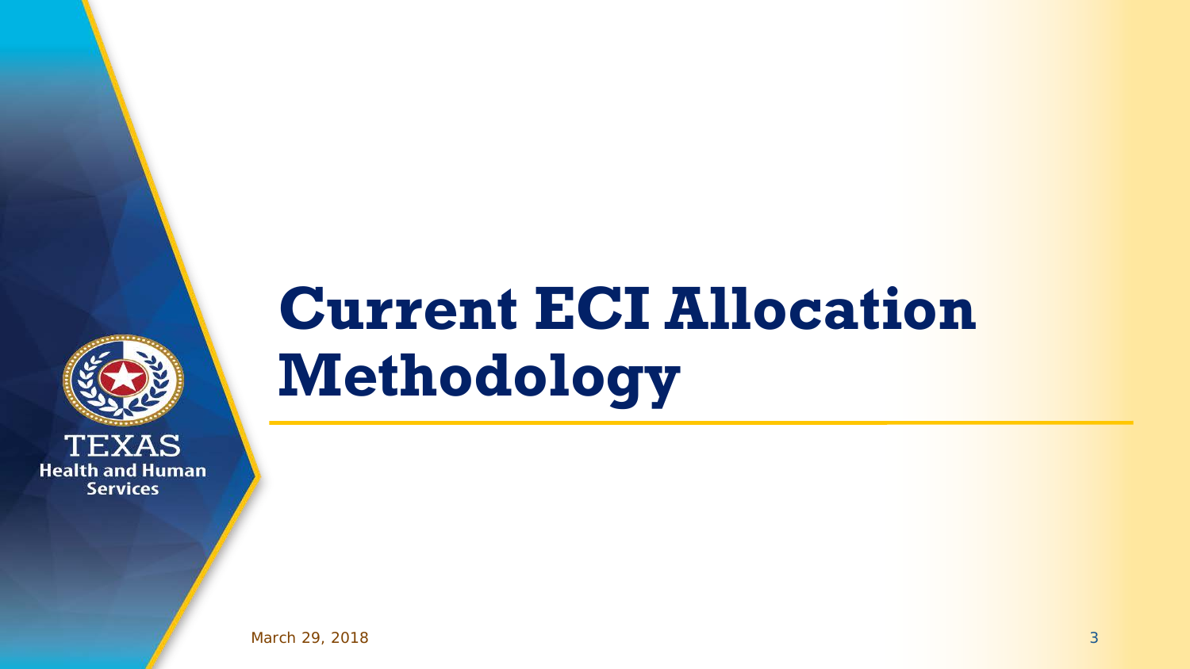# Current ECI Allocation Methodology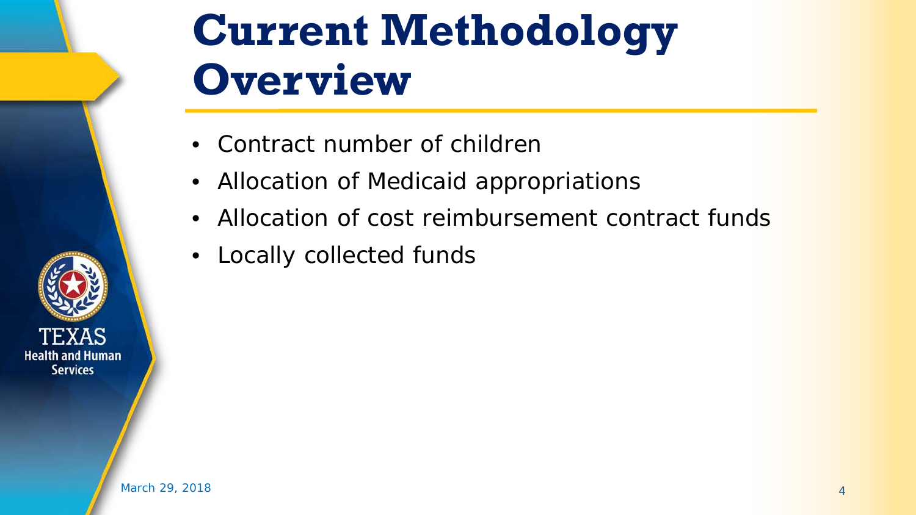# Current Methodology Overview

- Contract number of children
- Allocation of Medicaid appropriations
- Allocation of cost reimbursement contract funds
- Locally collected funds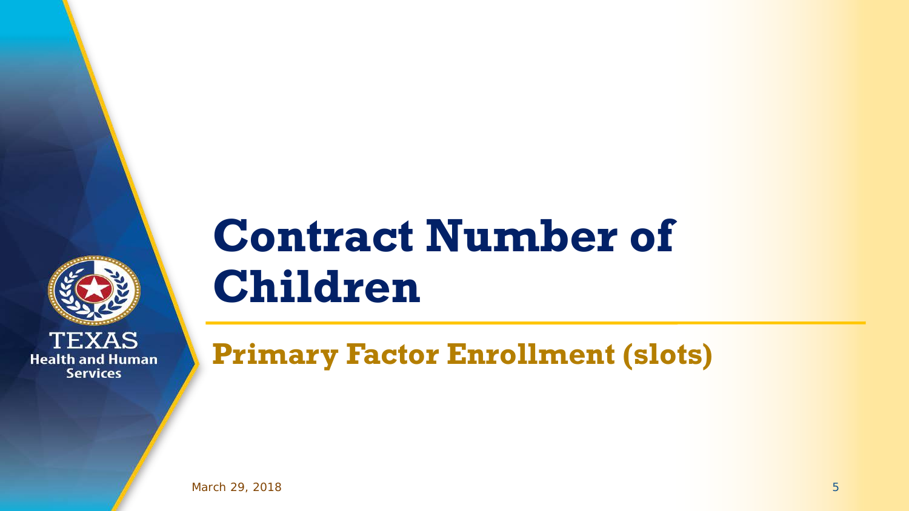# Contract Number of Children

## Primary Factor Enrollment (slots)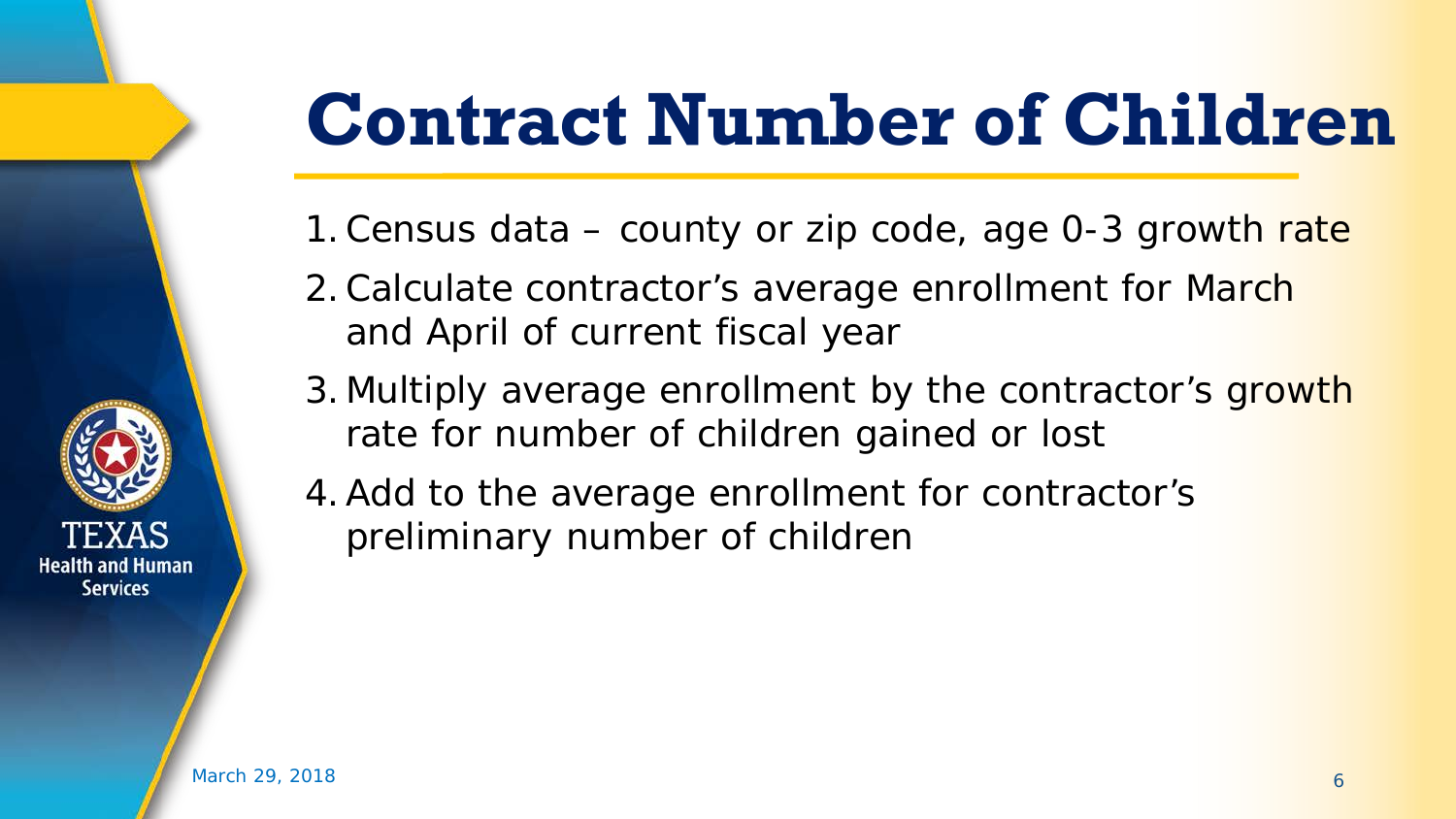# Contract Number of Children

1. Census data – county or zip code, age 0-3 growth rate
2. Calculate contractor's average enrollment for March and April of current fiscal year
3. Multiply average enrollment by the contractor's growth rate for number of children gained or lost
4. Add to the average enrollment for contractor's preliminary number of children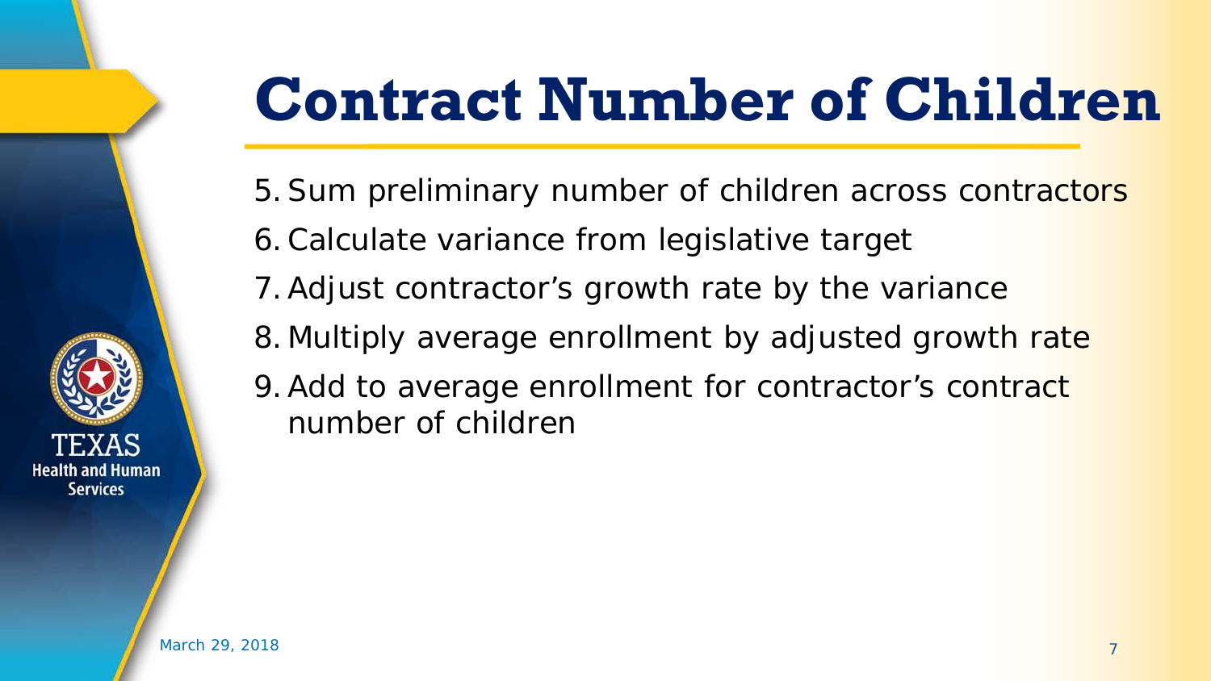# Contract Number of Children

5. Sum preliminary number of children across contractors
6. Calculate variance from legislative target
7. Adjust contractor's growth rate by the variance
8. Multiply average enrollment by adjusted growth rate
9. Add to average enrollment for contractor's contract number of children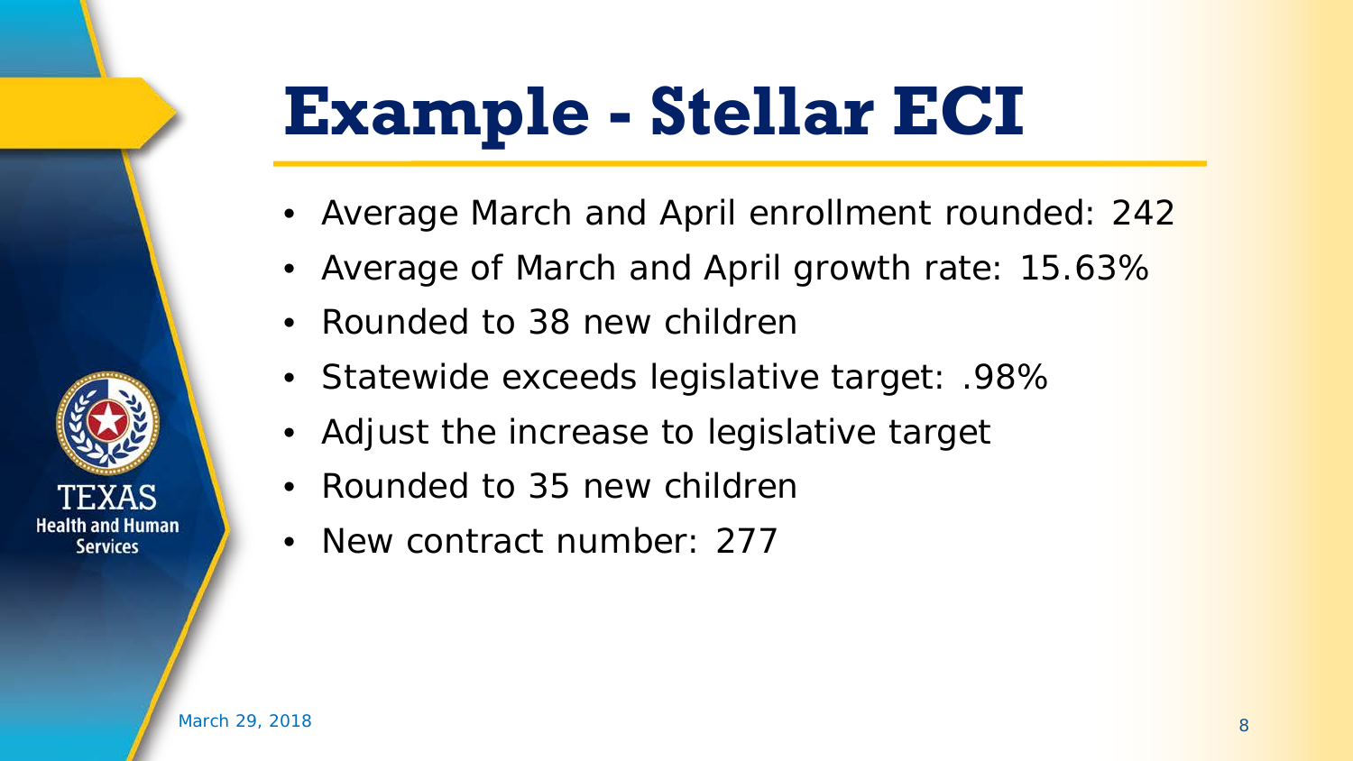# Example - Stellar ECI

- Average March and April enrollment rounded: 242
- Average of March and April growth rate: 15.63%
- Rounded to 38 new children
- Statewide exceeds legislative target: .98%
- Adjust the increase to legislative target
- Rounded to 35 new children
- New contract number: 277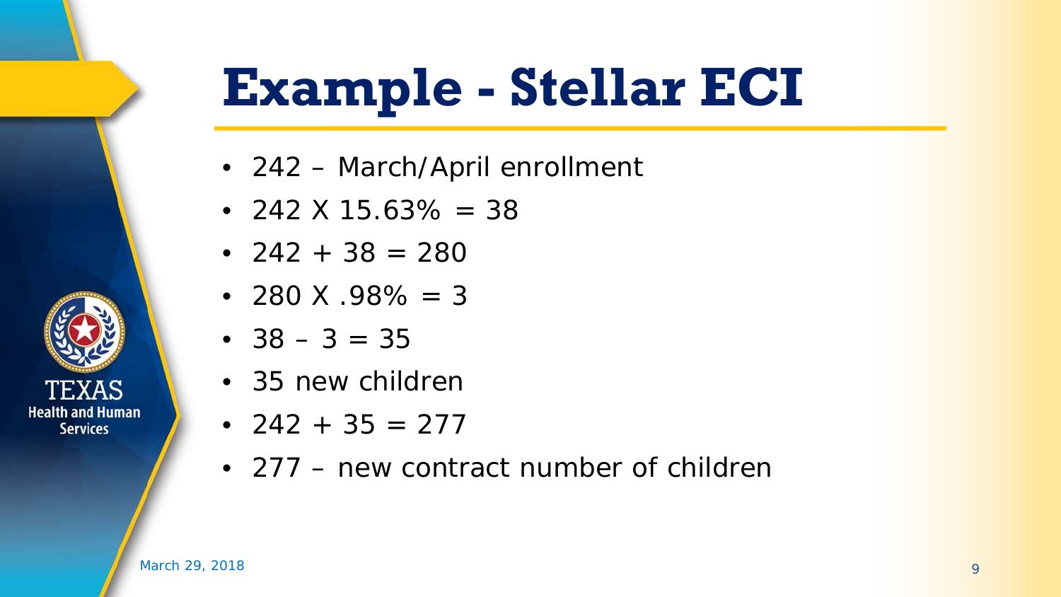# Example - Stellar ECI

- 242 – March/April enrollment
- 242 X 15.63% = 38
- 242 + 38 = 280
- 280 X .98% = 3
- 38 – 3 = 35
- 35 new children
- 242 + 35 = 277
- 277 – new contract number of children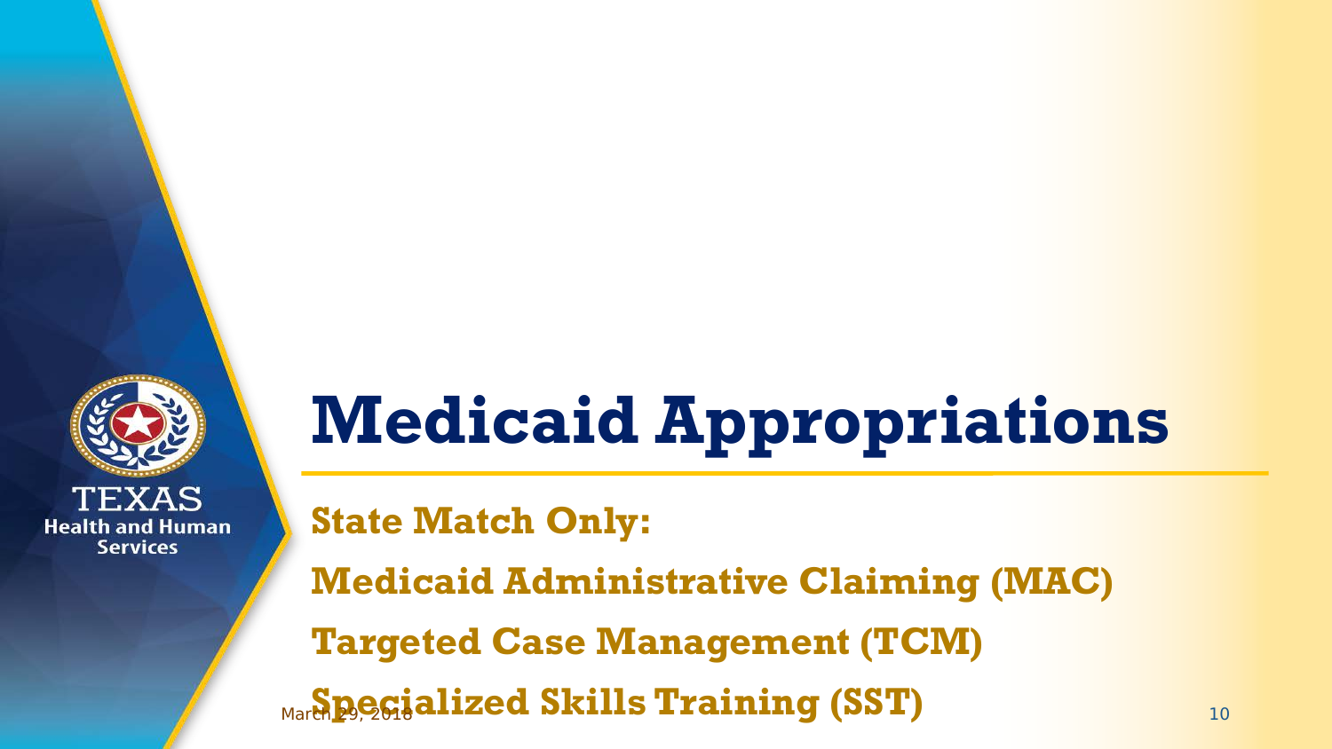# Medicaid Appropriations

**State Match Only:**

**Medicaid Administrative Claiming (MAC)**

**Targeted Case Management (TCM)**

**Specialized Skills Training (SST)**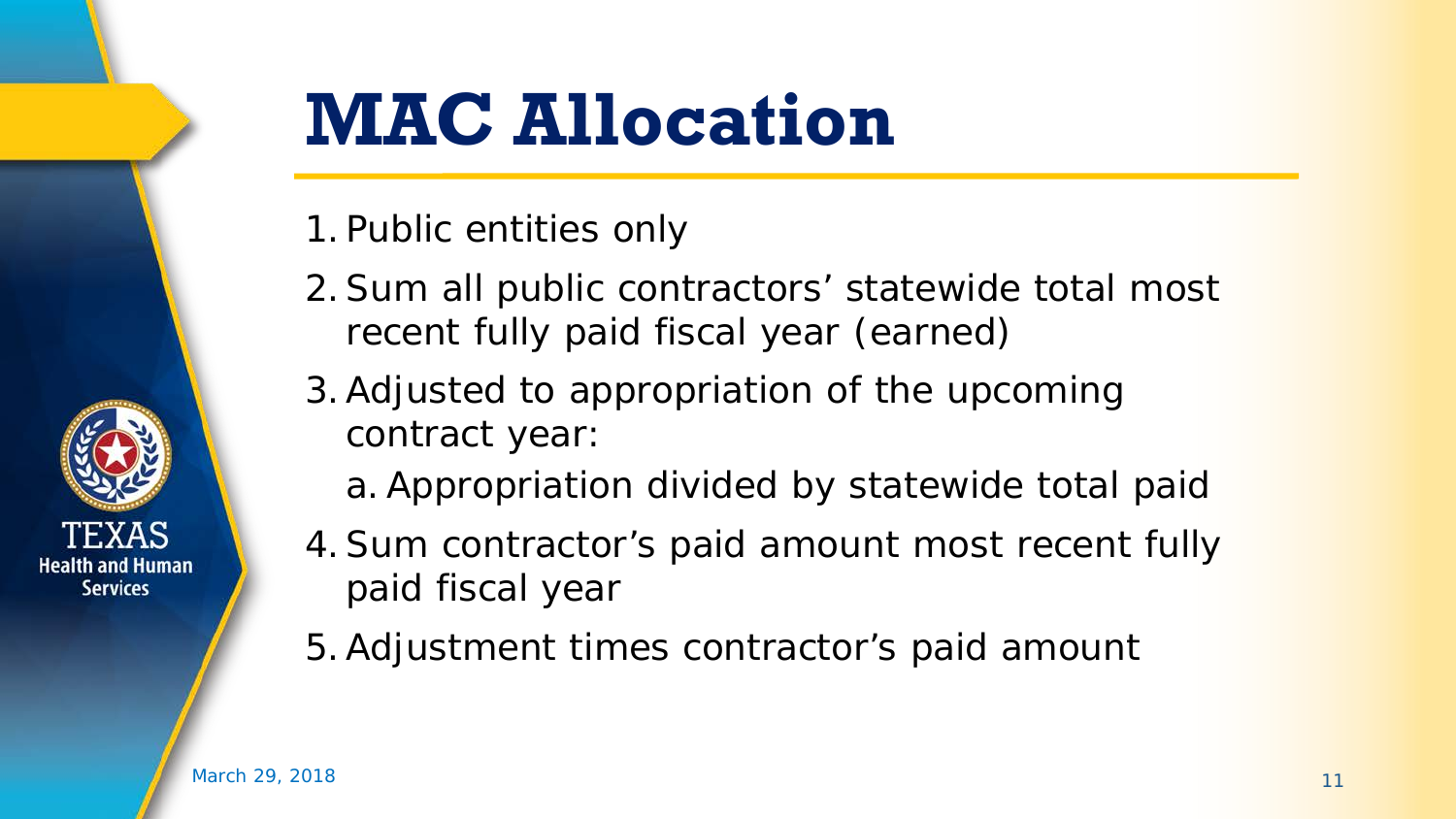# MAC Allocation

1. Public entities only
2. Sum all public contractors' statewide total most recent fully paid fiscal year (earned)
3. Adjusted to appropriation of the upcoming contract year:
   a. Appropriation divided by statewide total paid
4. Sum contractor's paid amount most recent fully paid fiscal year
5. Adjustment times contractor's paid amount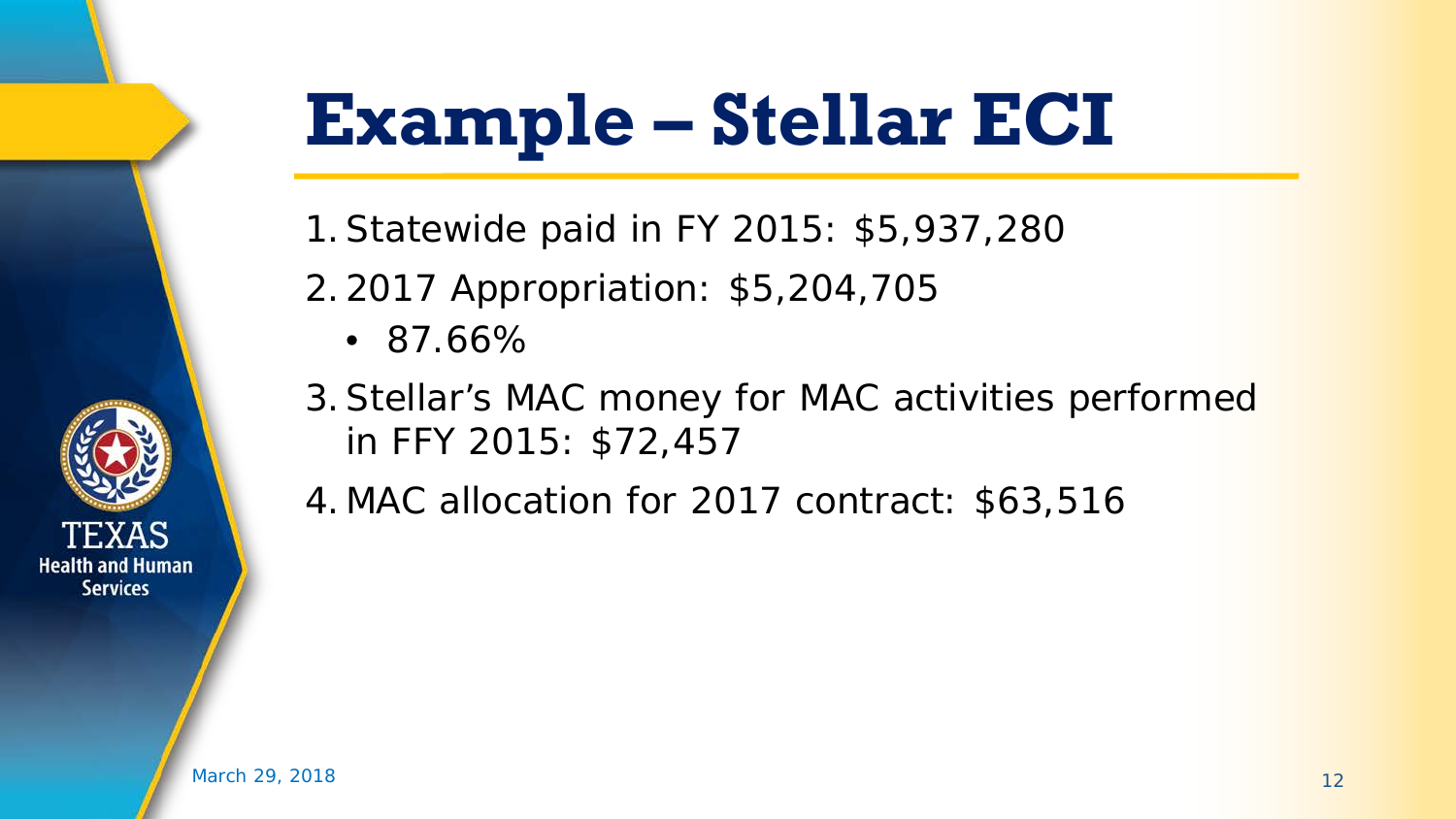# Example – Stellar ECI

1. Statewide paid in FY 2015: $5,937,280
2. 2017 Appropriation: $5,204,705
   - 87.66%
3. Stellar's MAC money for MAC activities performed in FFY 2015: $72,457
4. MAC allocation for 2017 contract: $63,516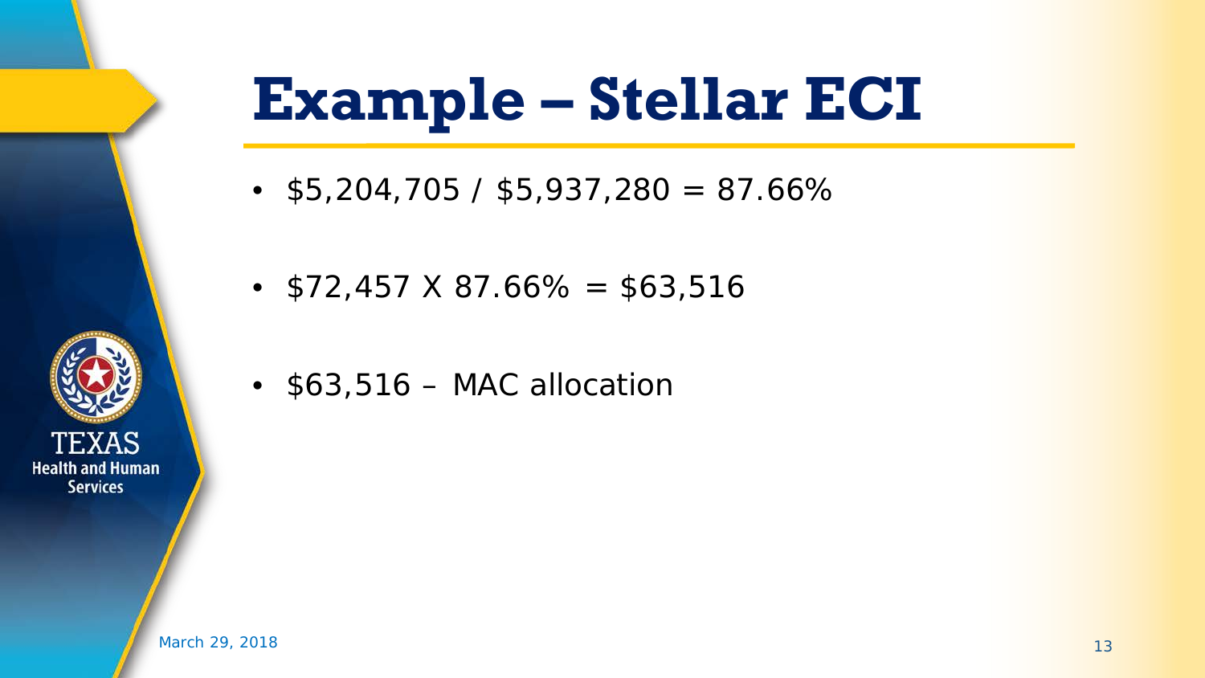# Example – Stellar ECI

- $5,204,705 / $5,937,280 = 87.66%
- $72,457 X 87.66% = $63,516
- $63,516 – MAC allocation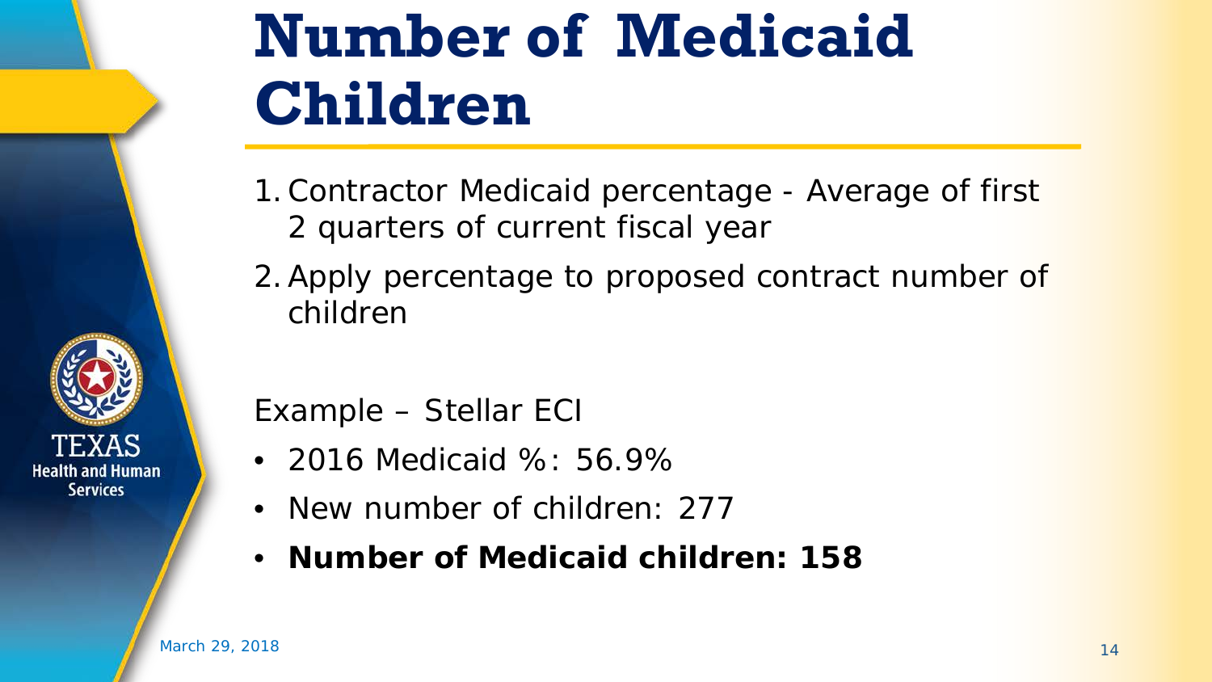# Number of Medicaid Children

1. Contractor Medicaid percentage - Average of first 2 quarters of current fiscal year
2. Apply percentage to proposed contract number of children

Example – Stellar ECI

- 2016 Medicaid %: 56.9%
- New number of children: 277
- **Number of Medicaid children: 158**

March 29, 2018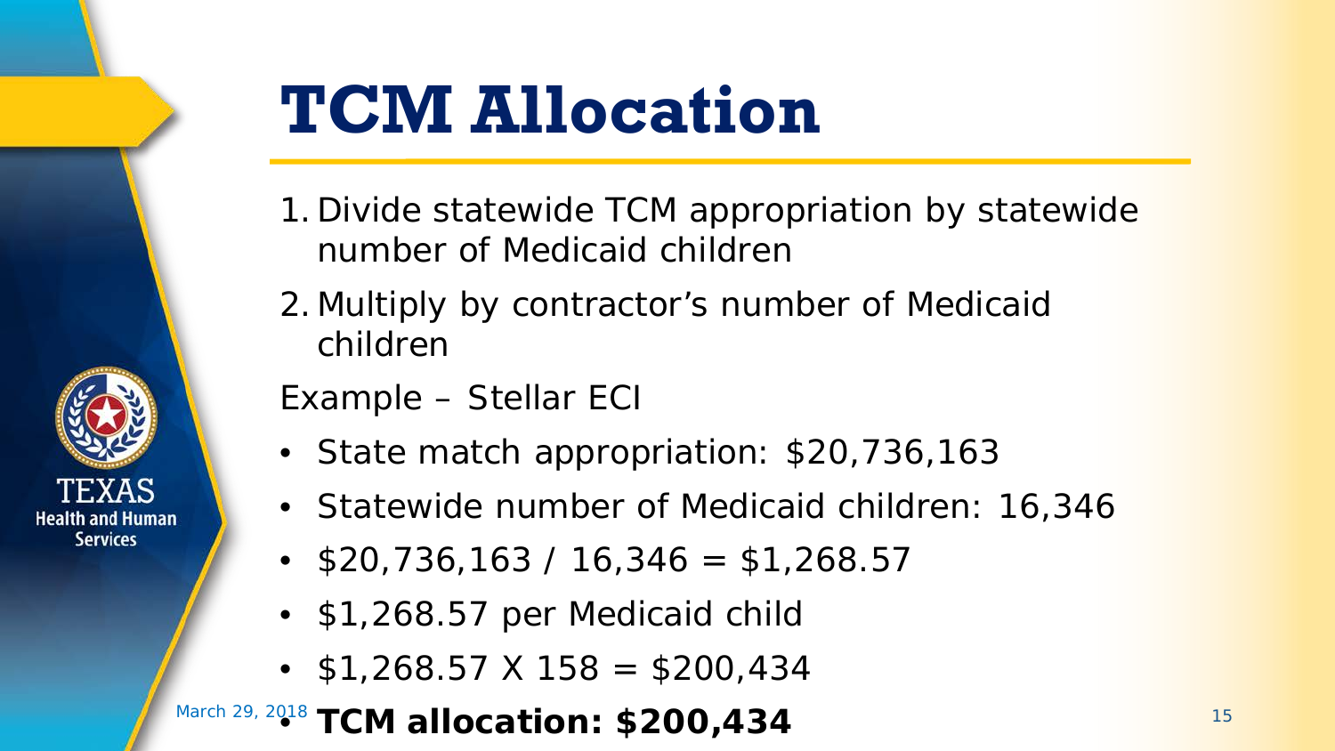# TCM Allocation

1. Divide statewide TCM appropriation by statewide number of Medicaid children
2. Multiply by contractor's number of Medicaid children

Example – Stellar ECI

- State match appropriation: $20,736,163
- Statewide number of Medicaid children: 16,346
- $20,736,163 / 16,346 = $1,268.57
- $1,268.57 per Medicaid child
- $1,268.57 X 158 = $200,434
- **TCM allocation: $200,434**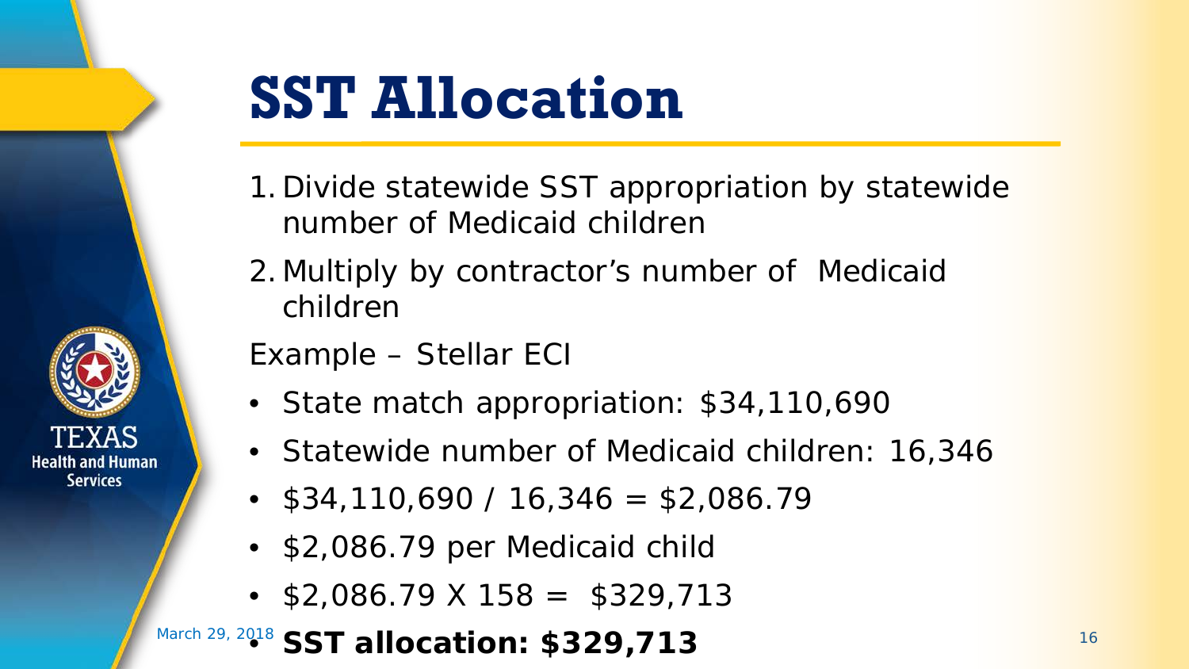# SST Allocation

1. Divide statewide SST appropriation by statewide number of Medicaid children
2. Multiply by contractor's number of Medicaid children

Example – Stellar ECI

- State match appropriation: $34,110,690
- Statewide number of Medicaid children: 16,346
- $34,110,690 / 16,346 = $2,086.79
- $2,086.79 per Medicaid child
- $2,086.79 X 158 = $329,713
- **SST allocation: $329,713**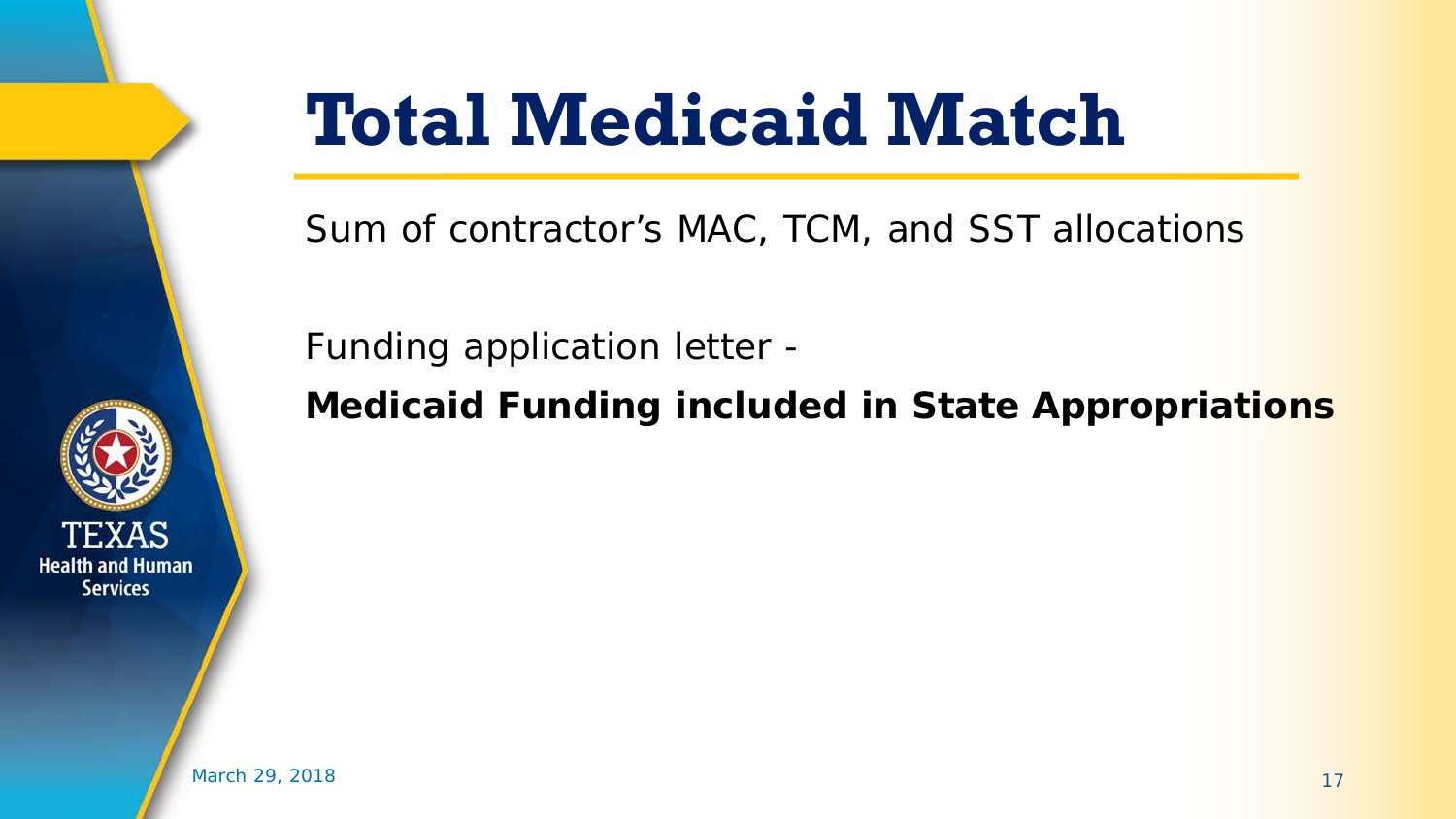# Total Medicaid Match

Sum of contractor's MAC, TCM, and SST allocations

Funding application letter -

**Medicaid Funding included in State Appropriations**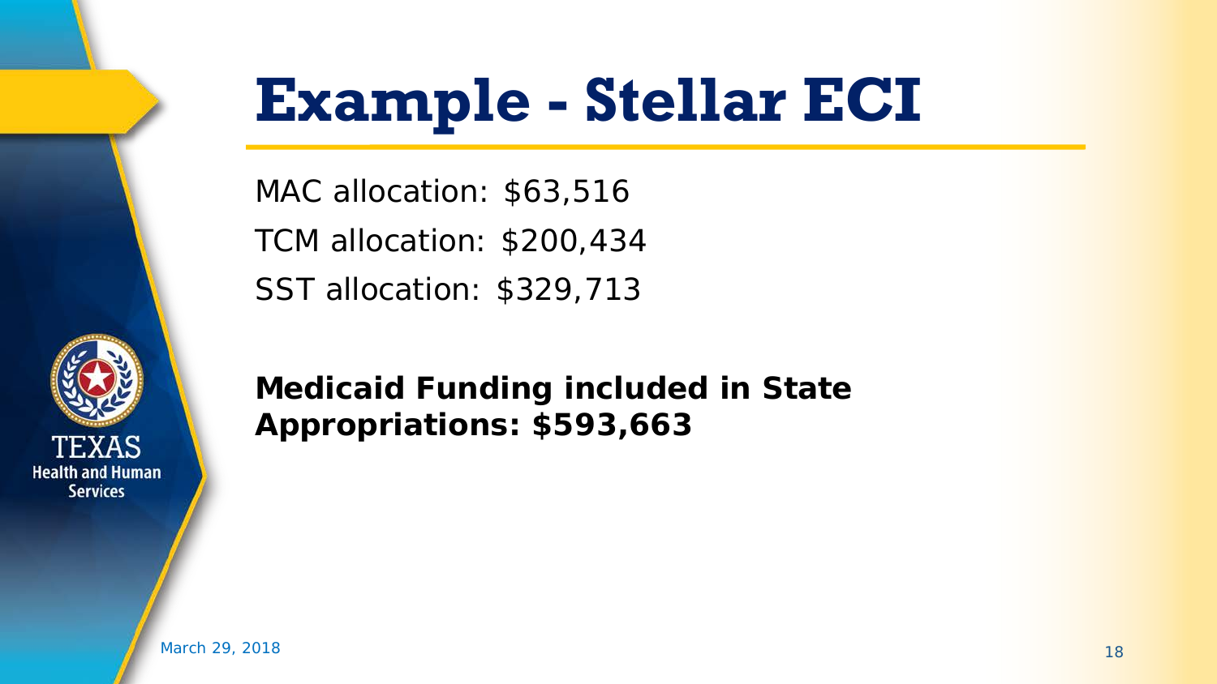# Example - Stellar ECI

MAC allocation: $63,516

TCM allocation: $200,434

SST allocation: $329,713

**Medicaid Funding included in State Appropriations: $593,663**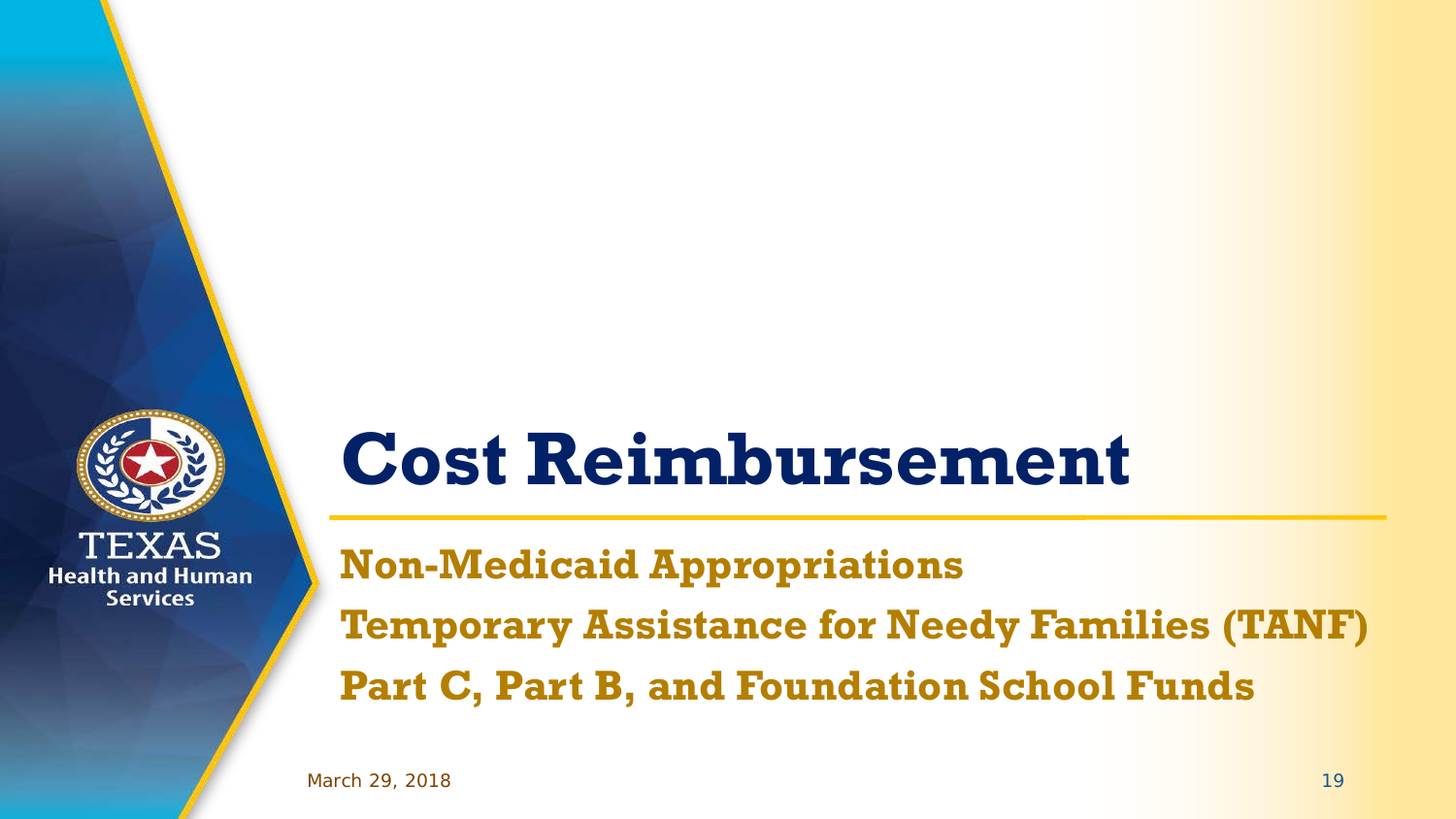# Cost Reimbursement

**Non-Medicaid Appropriations**

**Temporary Assistance for Needy Families (TANF)**

**Part C, Part B, and Foundation School Funds**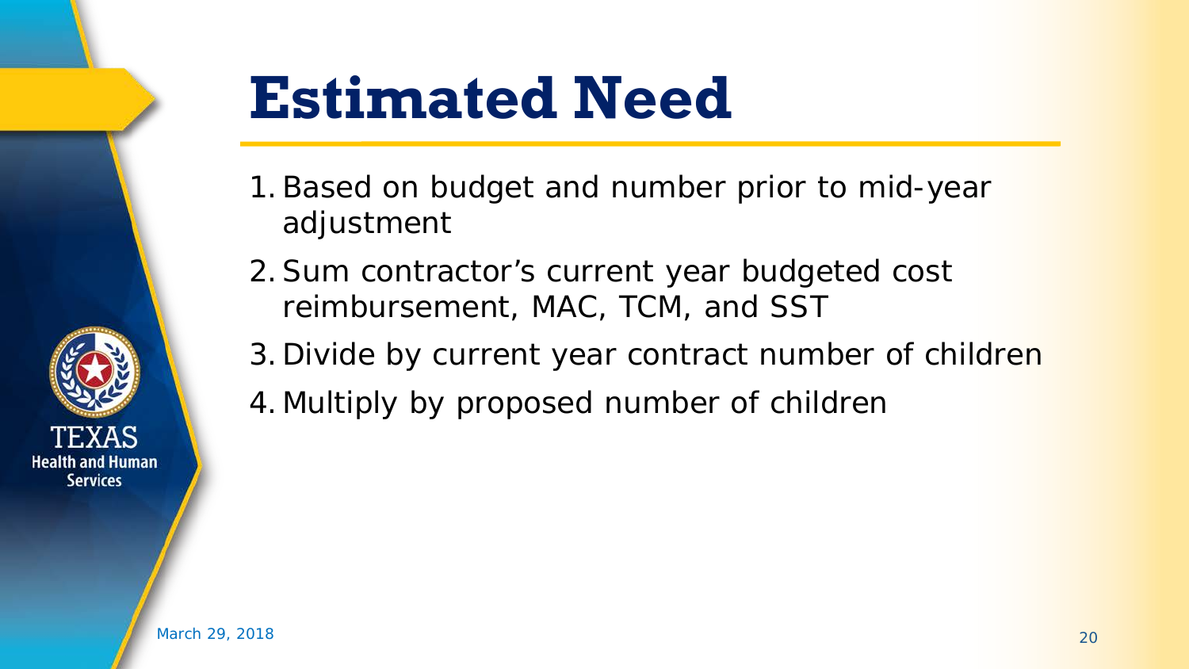# Estimated Need

1. Based on budget and number prior to mid-year adjustment
2. Sum contractor's current year budgeted cost reimbursement, MAC, TCM, and SST
3. Divide by current year contract number of children
4. Multiply by proposed number of children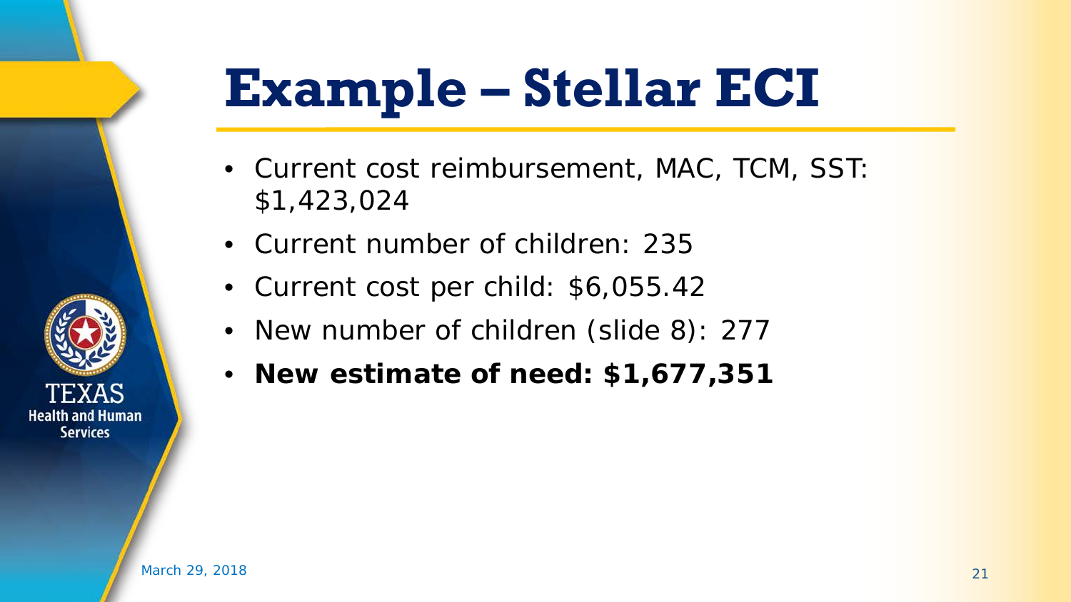# Example – Stellar ECI

- Current cost reimbursement, MAC, TCM, SST: $1,423,024
- Current number of children: 235
- Current cost per child: $6,055.42
- New number of children (slide 8): 277
- **New estimate of need: $1,677,351**

March 29, 2018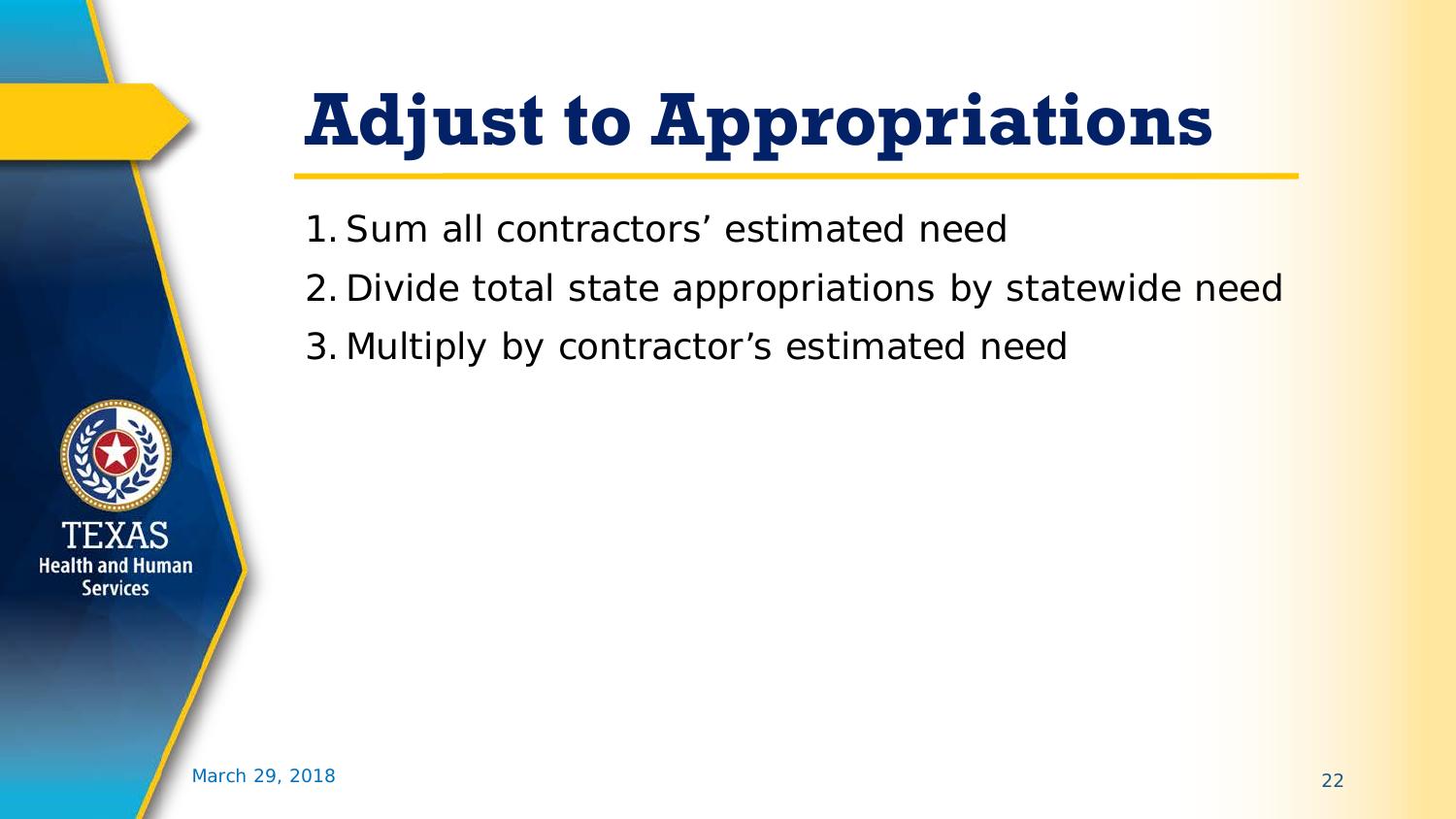# Adjust to Appropriations

1. Sum all contractors’ estimated need
2. Divide total state appropriations by statewide need
3. Multiply by contractor’s estimated need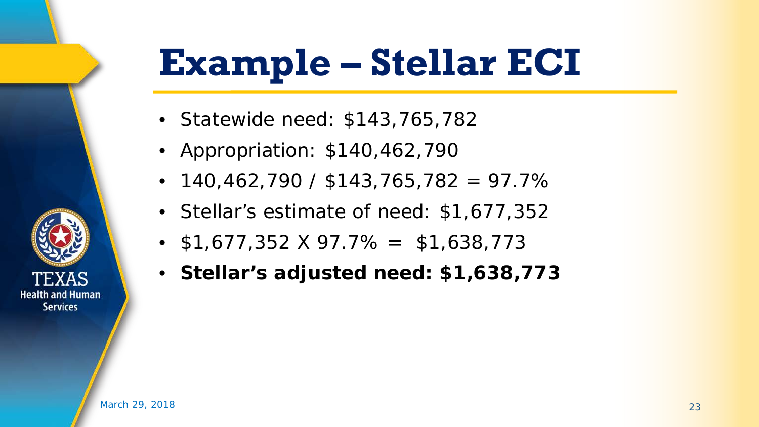# Example – Stellar ECI

- Statewide need: $143,765,782
- Appropriation: $140,462,790
- 140,462,790 / $143,765,782 = 97.7%
- Stellar's estimate of need: $1,677,352
- $1,677,352 X 97.7% = $1,638,773
- **Stellar's adjusted need: $1,638,773**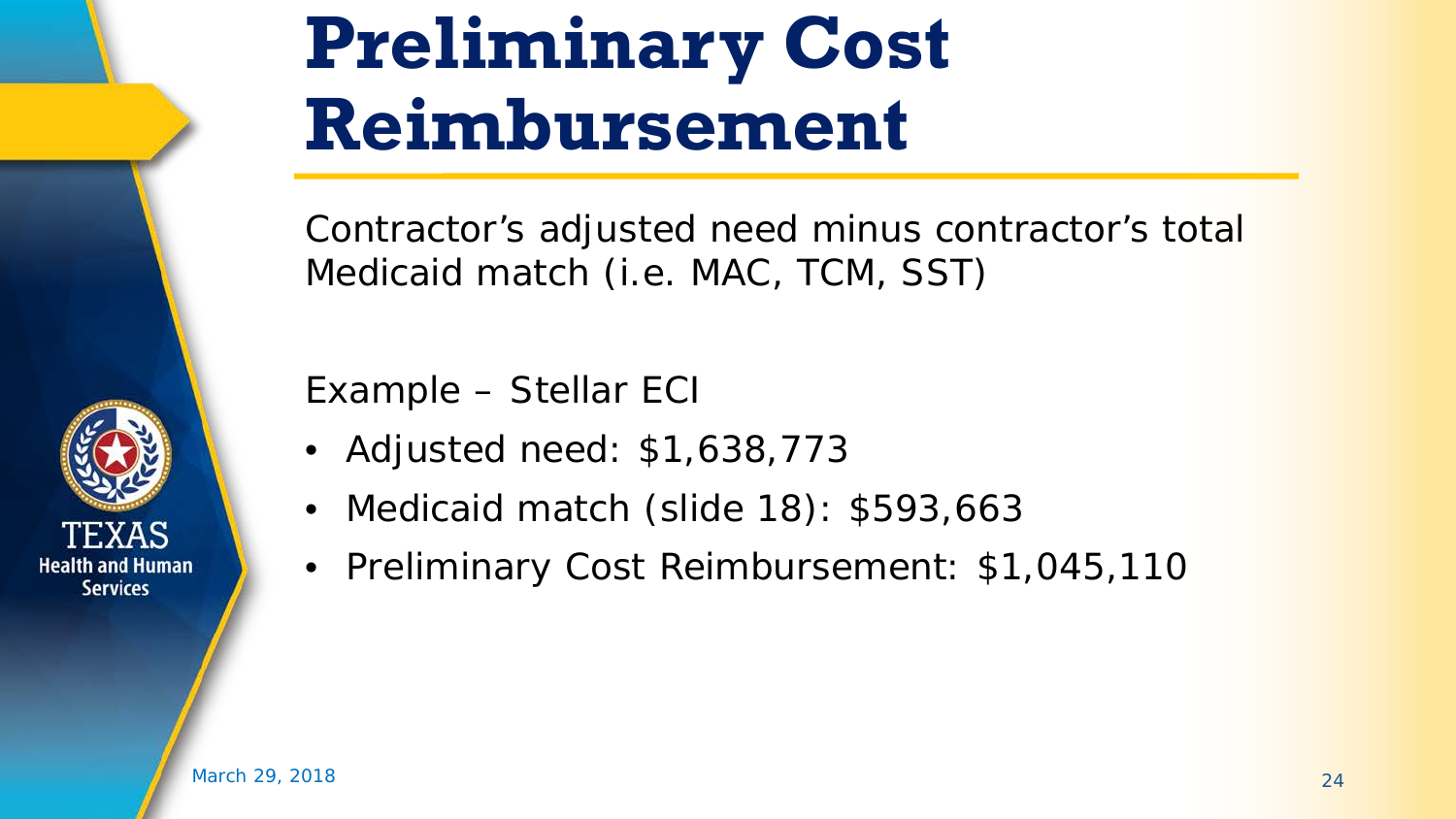# Preliminary Cost Reimbursement

Contractor's adjusted need minus contractor's total Medicaid match (i.e. MAC, TCM, SST)

Example – Stellar ECI

- Adjusted need: $1,638,773
- Medicaid match (slide 18): $593,663
- Preliminary Cost Reimbursement: $1,045,110

March 29, 2018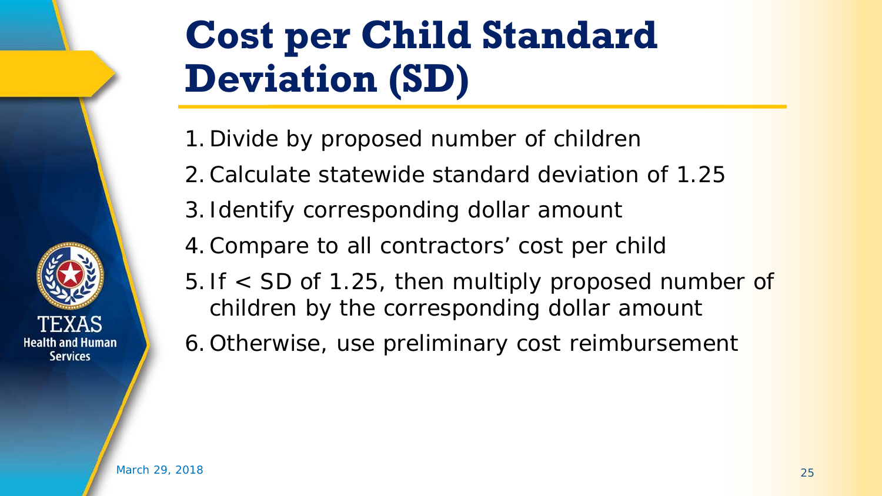# Cost per Child Standard Deviation (SD)

1. Divide by proposed number of children
2. Calculate statewide standard deviation of 1.25
3. Identify corresponding dollar amount
4. Compare to all contractors’ cost per child
5. If < SD of 1.25, then multiply proposed number of children by the corresponding dollar amount
6. Otherwise, use preliminary cost reimbursement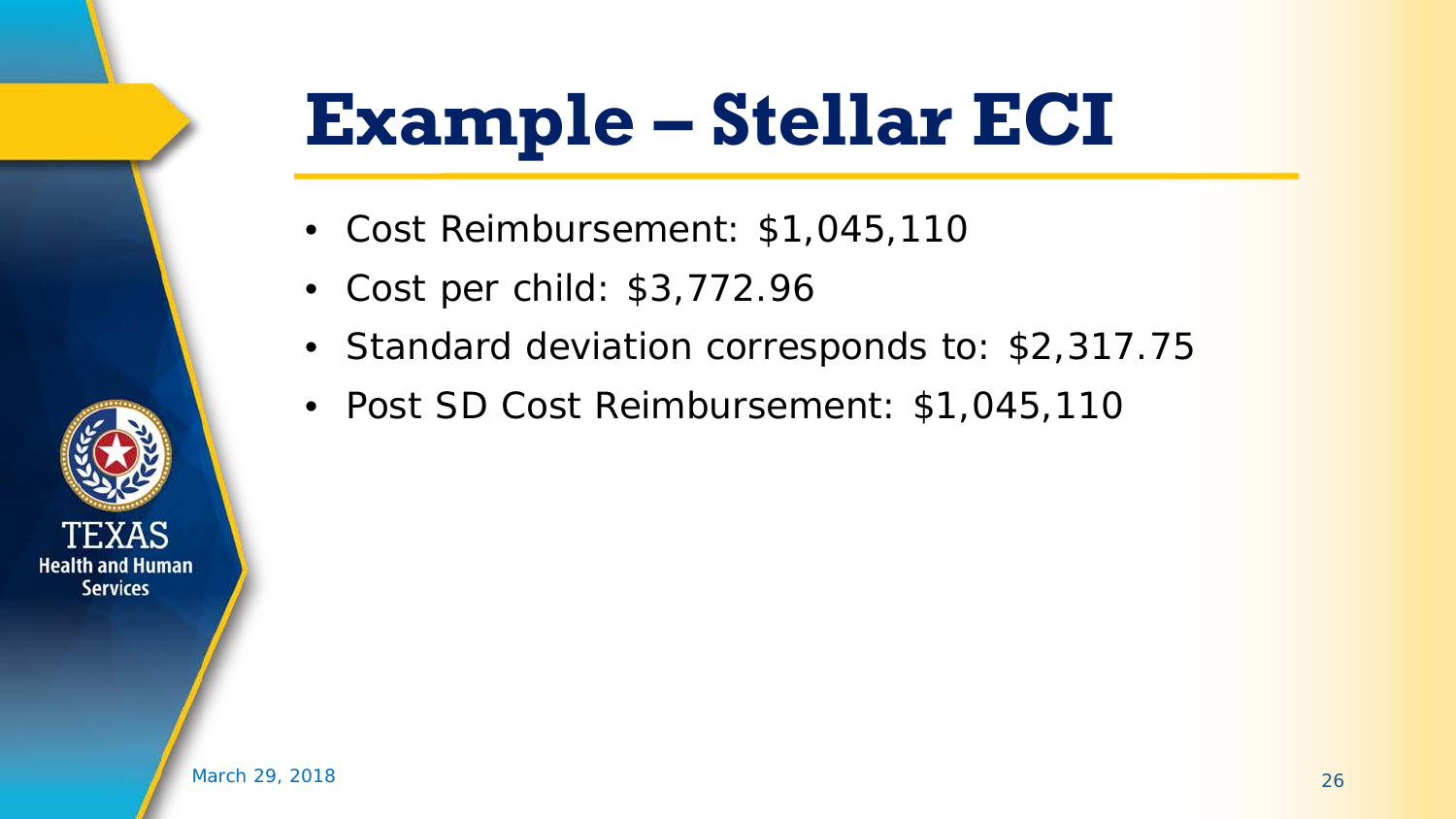# Example – Stellar ECI

- Cost Reimbursement: $1,045,110
- Cost per child: $3,772.96
- Standard deviation corresponds to: $2,317.75
- Post SD Cost Reimbursement: $1,045,110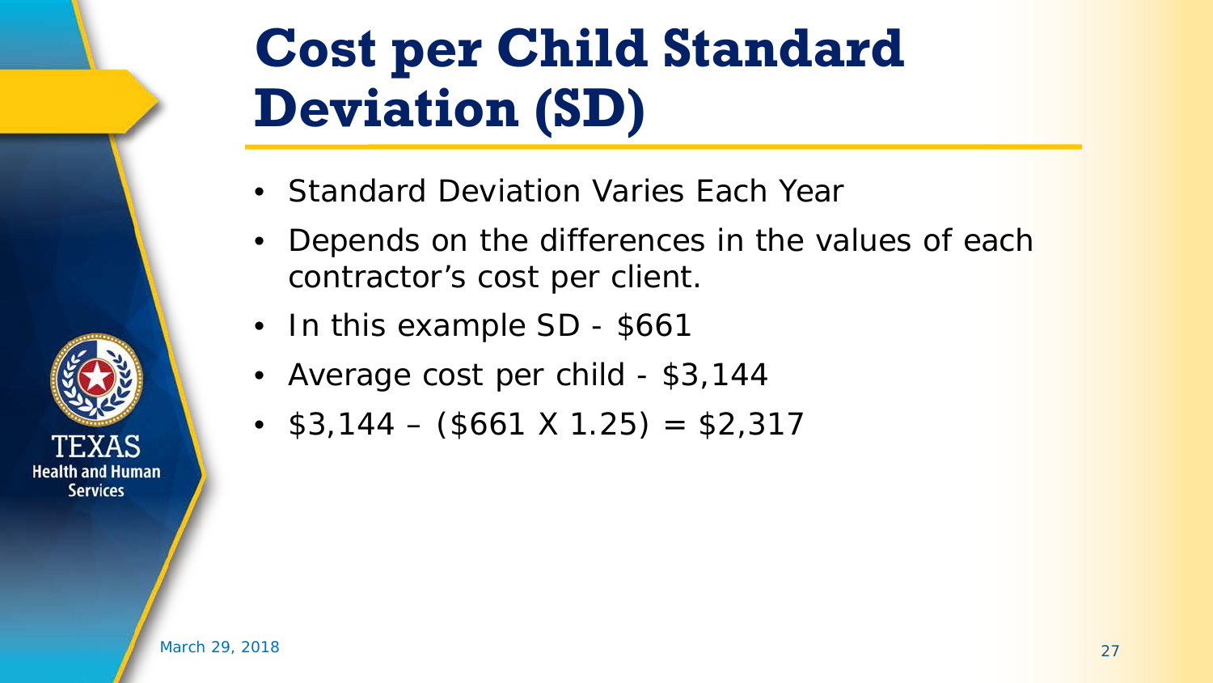# Cost per Child Standard Deviation (SD)

- Standard Deviation Varies Each Year
- Depends on the differences in the values of each contractor's cost per client.
- In this example SD - $661
- Average cost per child - $3,144
- $3,144 – ($661 X 1.25) = $2,317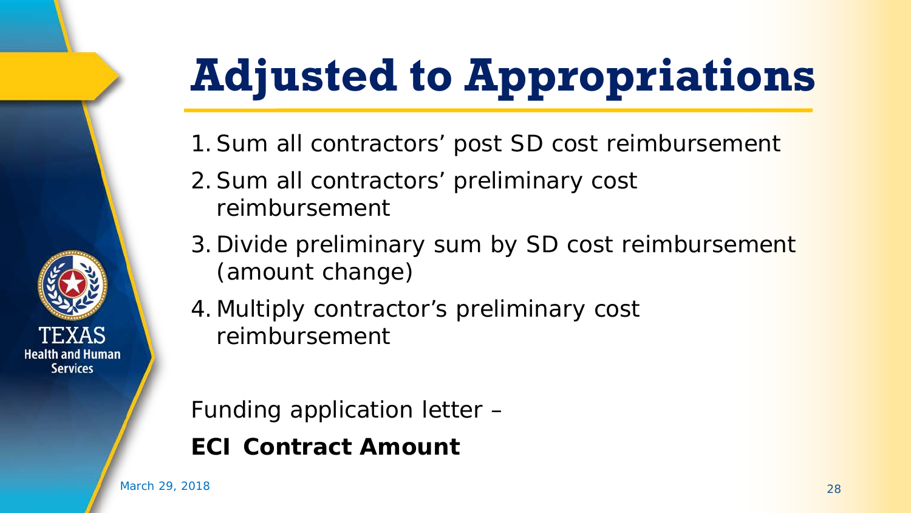# Adjusted to Appropriations

1. Sum all contractors' post SD cost reimbursement
2. Sum all contractors' preliminary cost reimbursement
3. Divide preliminary sum by SD cost reimbursement (amount change)
4. Multiply contractor's preliminary cost reimbursement

Funding application letter –

**ECI Contract Amount**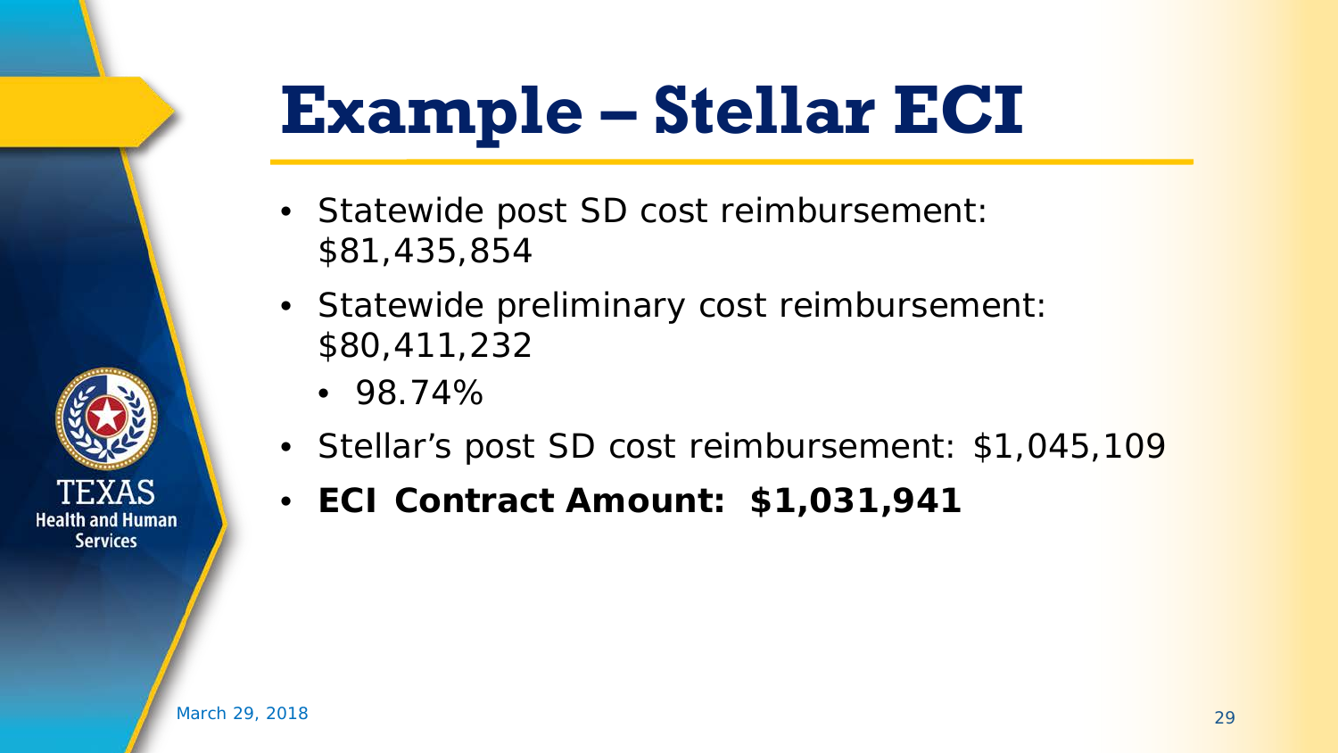# Example – Stellar ECI

- Statewide post SD cost reimbursement: $81,435,854
- Statewide preliminary cost reimbursement: $80,411,232
  - 98.74%
- Stellar's post SD cost reimbursement: $1,045,109
- **ECI Contract Amount: $1,031,941**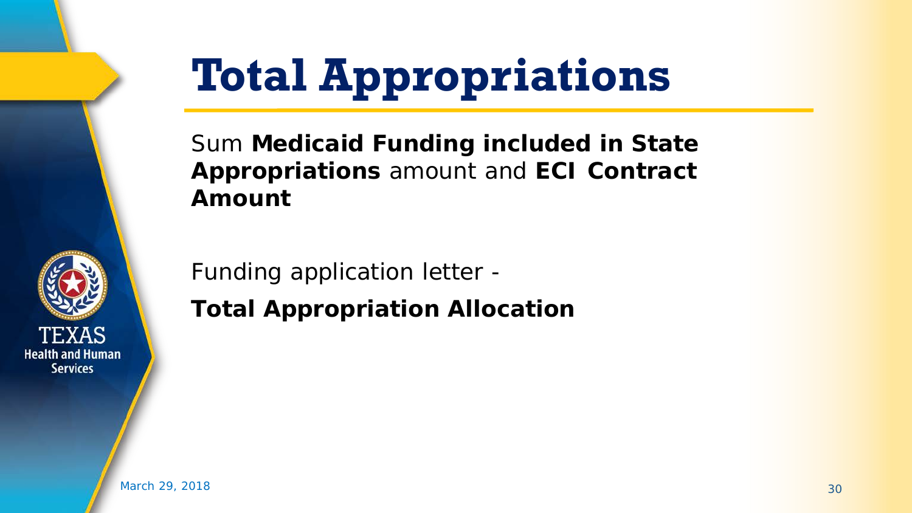# Total Appropriations

Sum **Medicaid Funding included in State Appropriations** amount and **ECI Contract Amount**

Funding application letter -

**Total Appropriation Allocation**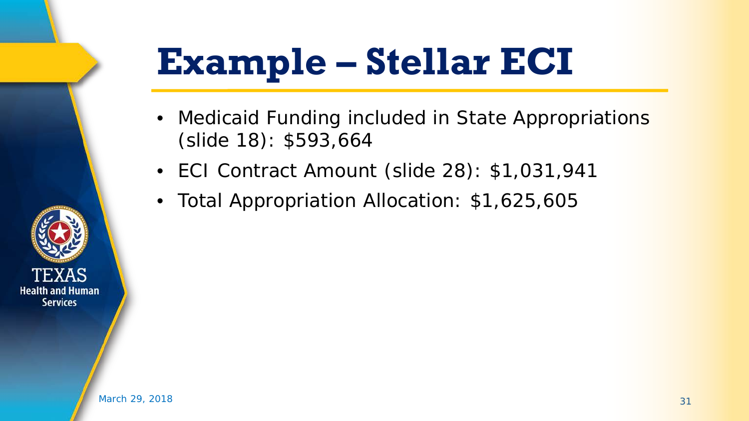# Example – Stellar ECI

- Medicaid Funding included in State Appropriations (slide 18): $593,664
- ECI Contract Amount (slide 28): $1,031,941
- Total Appropriation Allocation: $1,625,605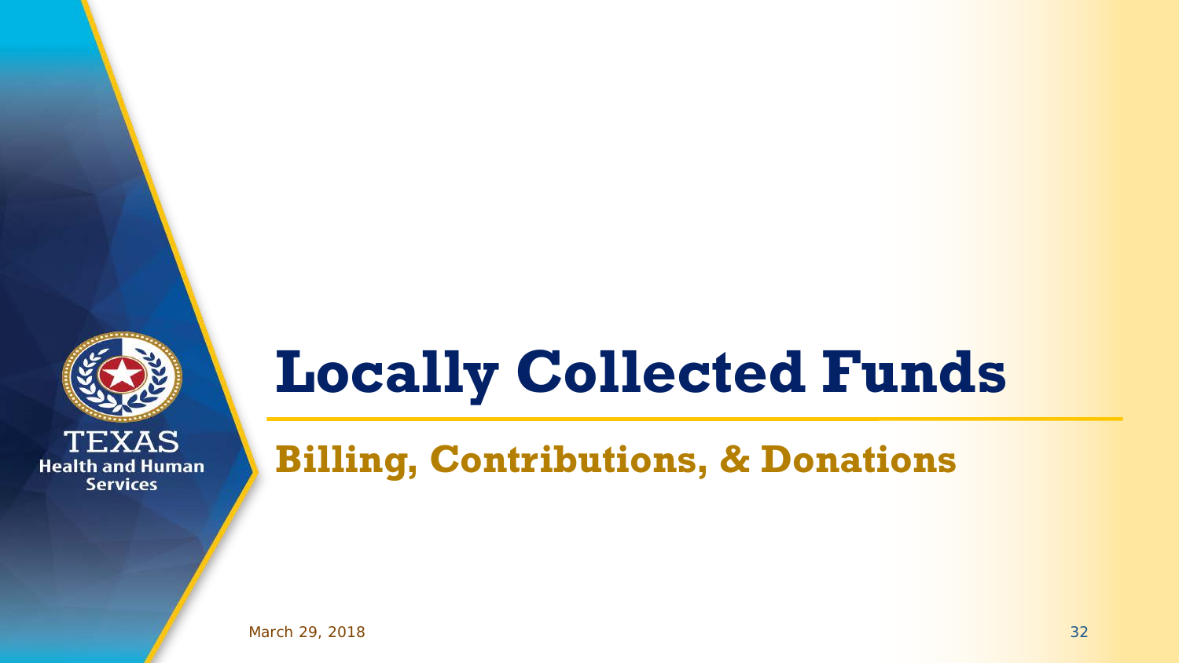# Locally Collected Funds

## Billing, Contributions, & Donations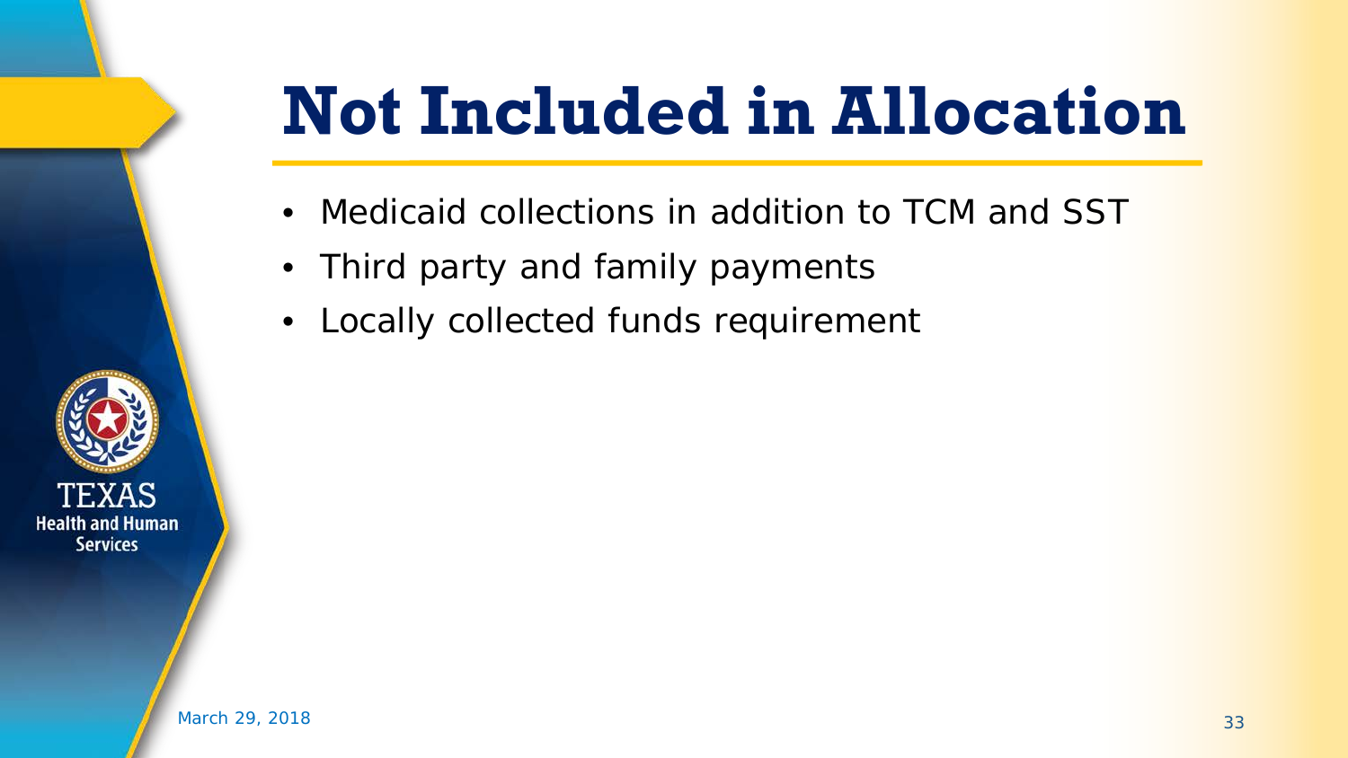# Not Included in Allocation

- Medicaid collections in addition to TCM and SST
- Third party and family payments
- Locally collected funds requirement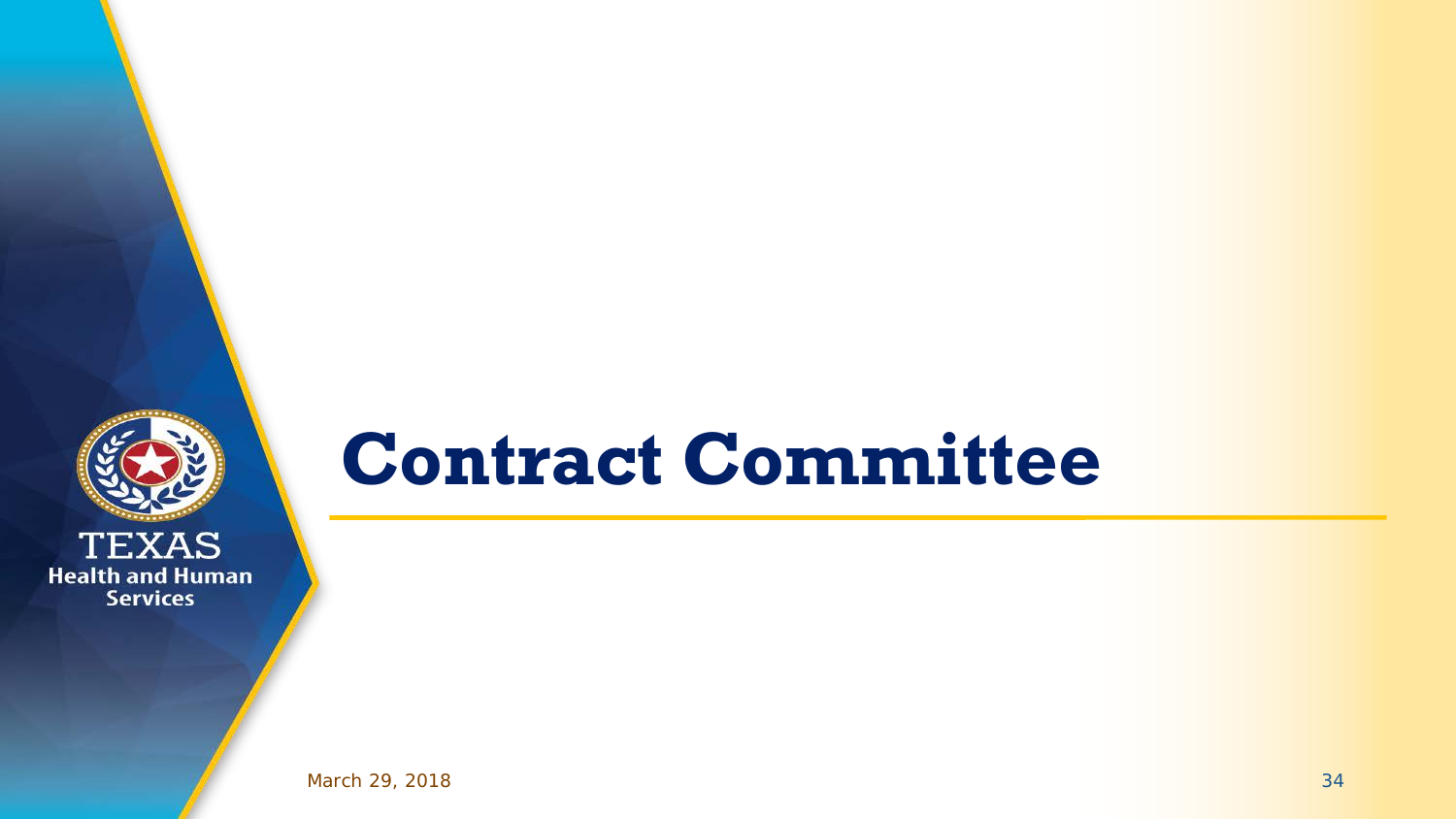# Contract Committee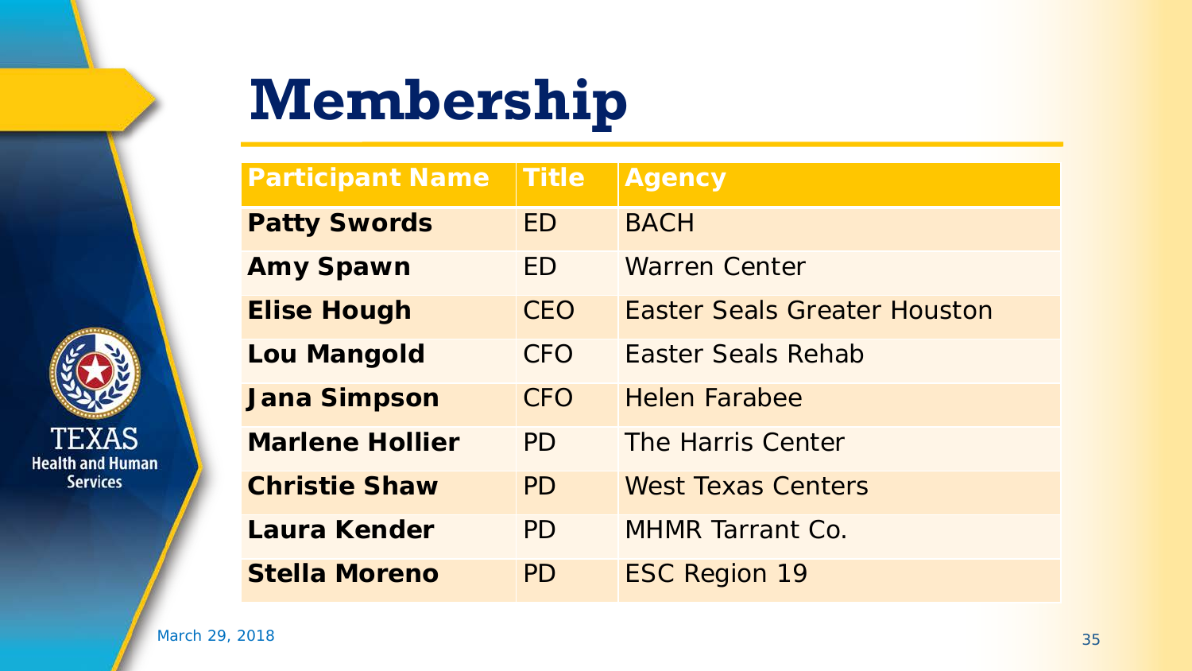# Membership

| Participant Name | Title | Agency |
|---|---|---|
| **Patty Swords** | ED | BACH |
| **Amy Spawn** | ED | Warren Center |
| **Elise Hough** | CEO | Easter Seals Greater Houston |
| **Lou Mangold** | CFO | Easter Seals Rehab |
| **Jana Simpson** | CFO | Helen Farabee |
| **Marlene Hollier** | PD | The Harris Center |
| **Christie Shaw** | PD | West Texas Centers |
| **Laura Kender** | PD | MHMR Tarrant Co. |
| **Stella Moreno** | PD | ESC Region 19 |

March 29, 2018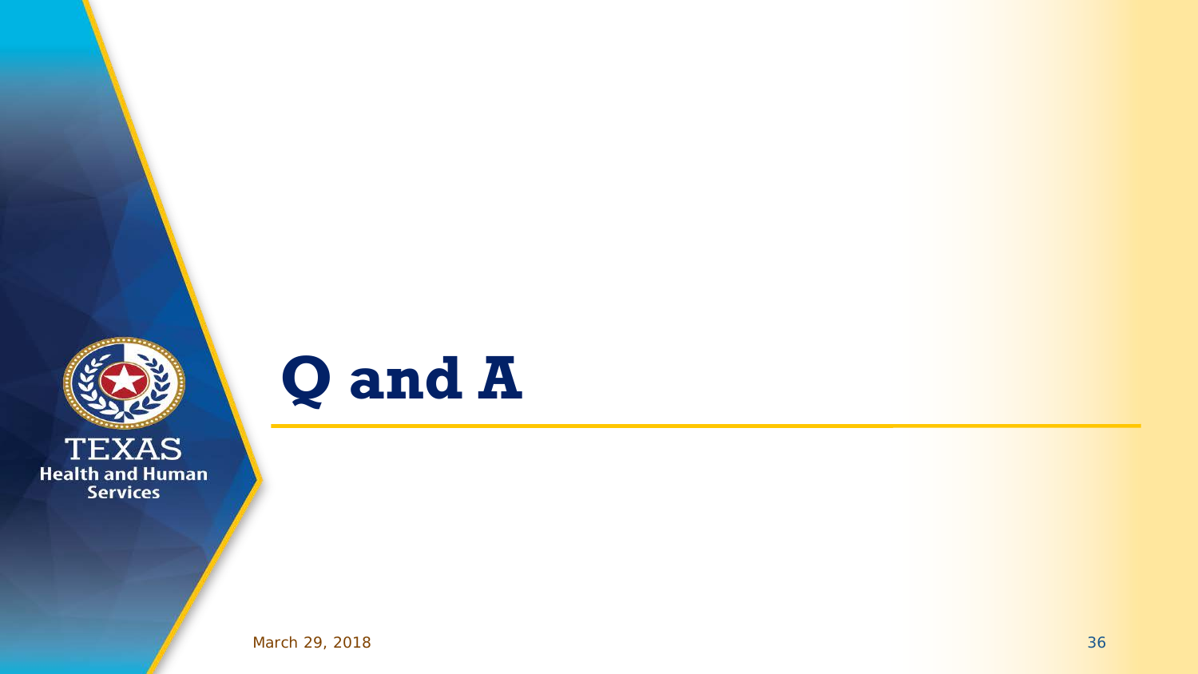# Q and A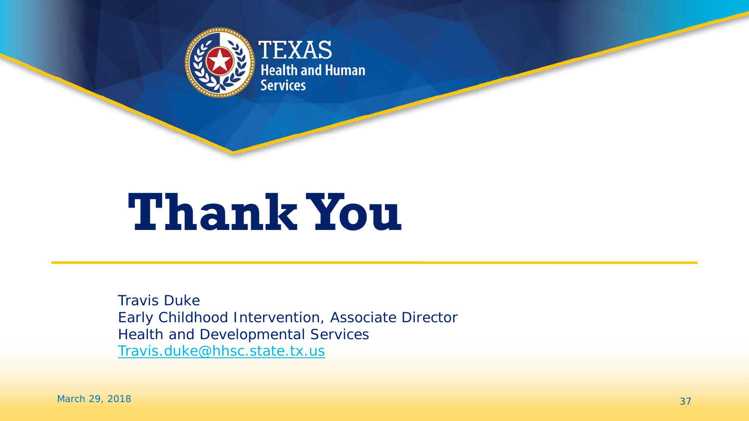TEXAS
Health and Human
Services

# Thank You

Travis Duke
Early Childhood Intervention, Associate Director
Health and Developmental Services
[Travis.duke@hhsc.state.tx.us](mailto:Travis.duke@hhsc.state.tx.us)

March 29, 2018